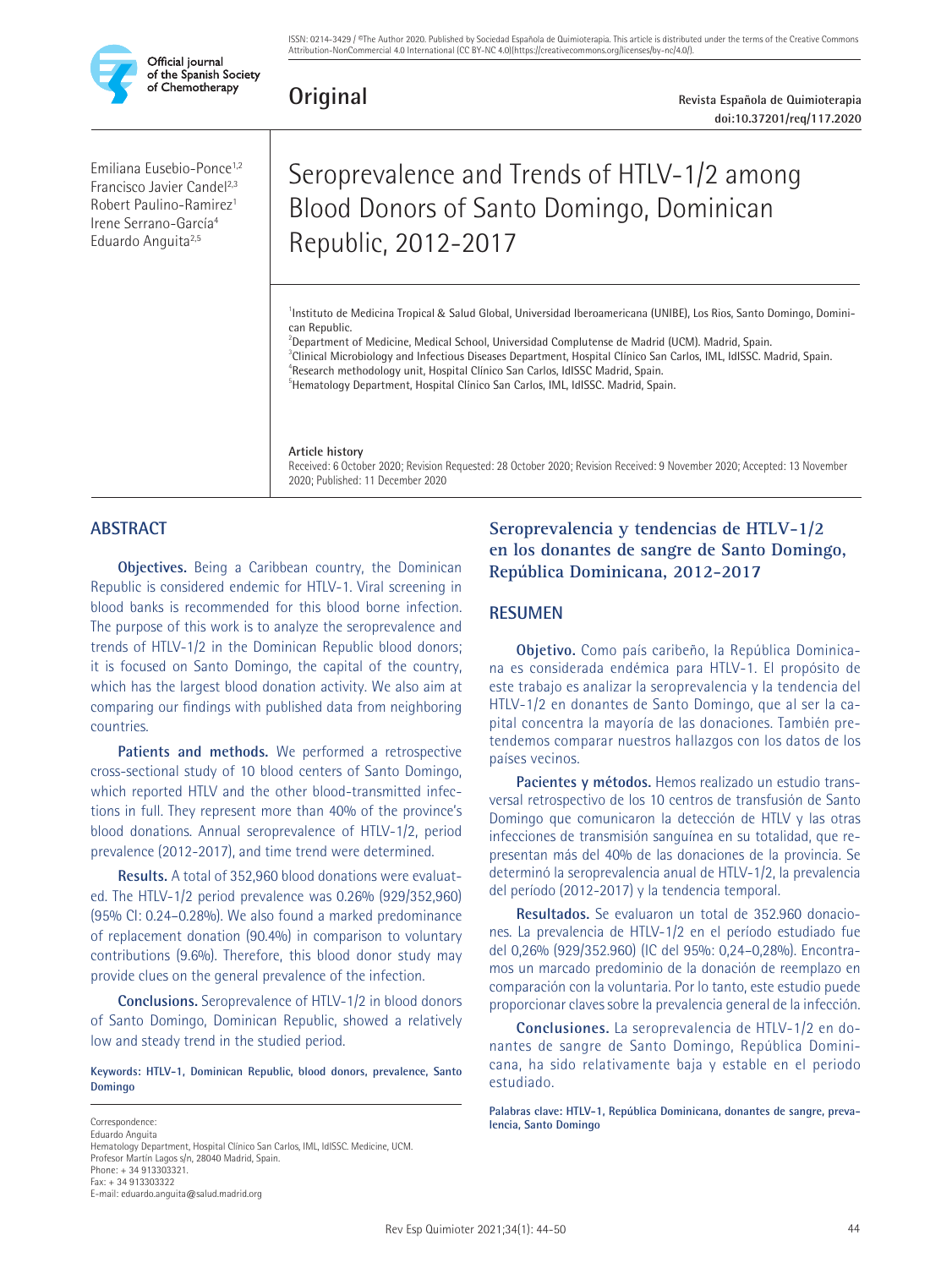Official journal of the Spanish Society of Chemotherapy

ISSN: 0214-3429 / ©The Author 2020. Published by Sociedad Española de Quimioterapia. This article is distributed under the terms of the Creative Commons Attribution-NonCommercial 4.0 International (CC BY-NC 4.0)(https://creativecommons.org/licenses/by-nc/4.0/).

**Original**

Revista Española de Quimioterapia
doi:10.37201/req/117.2020

Emiliana Eusebio-Ponce[1,2]
Francisco Javier Candel[2,3]
Robert Paulino-Ramirez[1]
Irene Serrano-García[4]
Eduardo Anguita[2,5]

# Seroprevalence and Trends of HTLV-1/2 among Blood Donors of Santo Domingo, Dominican Republic, 2012-2017

[1]Instituto de Medicina Tropical & Salud Global, Universidad Iberoamericana (UNIBE), Los Rios, Santo Domingo, Dominican Republic.
[2]Department of Medicine, Medical School, Universidad Complutense de Madrid (UCM). Madrid, Spain.
[3]Clinical Microbiology and Infectious Diseases Department, Hospital Clínico San Carlos, IML, IdISSC. Madrid, Spain.
[4]Research methodology unit, Hospital Clínico San Carlos, IdISSC Madrid, Spain.
[5]Hematology Department, Hospital Clínico San Carlos, IML, IdISSC. Madrid, Spain.

**Article history**
Received: 6 October 2020; Revision Requested: 28 October 2020; Revision Received: 9 November 2020; Accepted: 13 November 2020; Published: 11 December 2020

## ABSTRACT

**Objectives.** Being a Caribbean country, the Dominican Republic is considered endemic for HTLV-1. Viral screening in blood banks is recommended for this blood borne infection. The purpose of this work is to analyze the seroprevalence and trends of HTLV-1/2 in the Dominican Republic blood donors; it is focused on Santo Domingo, the capital of the country, which has the largest blood donation activity. We also aim at comparing our findings with published data from neighboring countries.

**Patients and methods.** We performed a retrospective cross-sectional study of 10 blood centers of Santo Domingo, which reported HTLV and the other blood-transmitted infections in full. They represent more than 40% of the province's blood donations. Annual seroprevalence of HTLV-1/2, period prevalence (2012-2017), and time trend were determined.

**Results.** A total of 352,960 blood donations were evaluated. The HTLV-1/2 period prevalence was 0.26% (929/352,960) (95% CI: 0.24–0.28%). We also found a marked predominance of replacement donation (90.4%) in comparison to voluntary contributions (9.6%). Therefore, this blood donor study may provide clues on the general prevalence of the infection.

**Conclusions.** Seroprevalence of HTLV-1/2 in blood donors of Santo Domingo, Dominican Republic, showed a relatively low and steady trend in the studied period.

**Keywords: HTLV-1, Dominican Republic, blood donors, prevalence, Santo Domingo**

## Seroprevalencia y tendencias de HTLV-1/2 en los donantes de sangre de Santo Domingo, República Dominicana, 2012-2017

## RESUMEN

**Objetivo.** Como país caribeño, la República Dominicana es considerada endémica para HTLV-1. El propósito de este trabajo es analizar la seroprevalencia y la tendencia del HTLV-1/2 en donantes de Santo Domingo, que al ser la capital concentra la mayoría de las donaciones. También pretendemos comparar nuestros hallazgos con los datos de los países vecinos.

**Pacientes y métodos.** Hemos realizado un estudio transversal retrospectivo de los 10 centros de transfusión de Santo Domingo que comunicaron la detección de HTLV y las otras infecciones de transmisión sanguínea en su totalidad, que representan más del 40% de las donaciones de la provincia. Se determinó la seroprevalencia anual de HTLV-1/2, la prevalencia del período (2012-2017) y la tendencia temporal.

**Resultados.** Se evaluaron un total de 352.960 donaciones. La prevalencia de HTLV-1/2 en el período estudiado fue del 0,26% (929/352.960) (IC del 95%: 0,24–0,28%). Encontramos un marcado predominio de la donación de reemplazo en comparación con la voluntaria. Por lo tanto, este estudio puede proporcionar claves sobre la prevalencia general de la infección.

**Conclusiones.** La seroprevalencia de HTLV-1/2 en donantes de sangre de Santo Domingo, República Dominicana, ha sido relativamente baja y estable en el periodo estudiado.

**Palabras clave: HTLV-1, República Dominicana, donantes de sangre, prevalencia, Santo Domingo**

Correspondence:
Eduardo Anguita
Hematology Department, Hospital Clínico San Carlos, IML, IdISSC. Medicine, UCM.
Profesor Martín Lagos s/n, 28040 Madrid, Spain.
Phone: + 34 913303321.
Fax: + 34 913303322
E-mail: eduardo.anguita@salud.madrid.org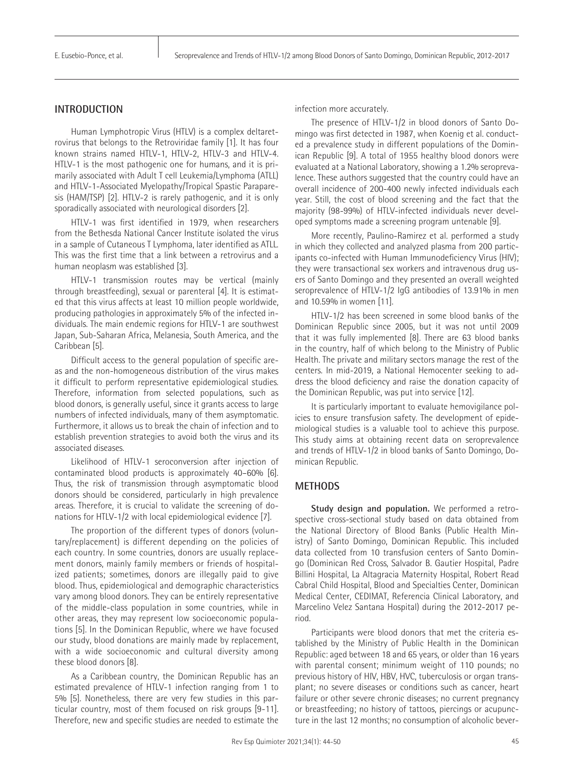## INTRODUCTION

Human Lymphotropic Virus (HTLV) is a complex deltaretrovirus that belongs to the Retroviridae family [1]. It has four known strains named HTLV-1, HTLV-2, HTLV-3 and HTLV-4. HTLV-1 is the most pathogenic one for humans, and it is primarily associated with Adult T cell Leukemia/Lymphoma (ATLL) and HTLV-1-Associated Myelopathy/Tropical Spastic Paraparesis (HAM/TSP) [2]. HTLV-2 is rarely pathogenic, and it is only sporadically associated with neurological disorders [2].

HTLV-1 was first identified in 1979, when researchers from the Bethesda National Cancer Institute isolated the virus in a sample of Cutaneous T Lymphoma, later identified as ATLL. This was the first time that a link between a retrovirus and a human neoplasm was established [3].

HTLV-1 transmission routes may be vertical (mainly through breastfeeding), sexual or parenteral [4]. It is estimated that this virus affects at least 10 million people worldwide, producing pathologies in approximately 5% of the infected individuals. The main endemic regions for HTLV-1 are southwest Japan, Sub-Saharan Africa, Melanesia, South America, and the Caribbean [5].

Difficult access to the general population of specific areas and the non-homogeneous distribution of the virus makes it difficult to perform representative epidemiological studies. Therefore, information from selected populations, such as blood donors, is generally useful, since it grants access to large numbers of infected individuals, many of them asymptomatic. Furthermore, it allows us to break the chain of infection and to establish prevention strategies to avoid both the virus and its associated diseases.

Likelihood of HTLV-1 seroconversion after injection of contaminated blood products is approximately 40–60% [6]. Thus, the risk of transmission through asymptomatic blood donors should be considered, particularly in high prevalence areas. Therefore, it is crucial to validate the screening of donations for HTLV-1/2 with local epidemiological evidence [7].

The proportion of the different types of donors (voluntary/replacement) is different depending on the policies of each country. In some countries, donors are usually replacement donors, mainly family members or friends of hospitalized patients; sometimes, donors are illegally paid to give blood. Thus, epidemiological and demographic characteristics vary among blood donors. They can be entirely representative of the middle-class population in some countries, while in other areas, they may represent low socioeconomic populations [5]. In the Dominican Republic, where we have focused our study, blood donations are mainly made by replacement, with a wide socioeconomic and cultural diversity among these blood donors [8].

As a Caribbean country, the Dominican Republic has an estimated prevalence of HTLV-1 infection ranging from 1 to 5% [5]. Nonetheless, there are very few studies in this particular country, most of them focused on risk groups [9-11]. Therefore, new and specific studies are needed to estimate the infection more accurately.

The presence of HTLV-1/2 in blood donors of Santo Domingo was first detected in 1987, when Koenig et al. conducted a prevalence study in different populations of the Dominican Republic [9]. A total of 1955 healthy blood donors were evaluated at a National Laboratory, showing a 1.2% seroprevalence. These authors suggested that the country could have an overall incidence of 200-400 newly infected individuals each year. Still, the cost of blood screening and the fact that the majority (98-99%) of HTLV-infected individuals never developed symptoms made a screening program untenable [9].

More recently, Paulino-Ramirez et al. performed a study in which they collected and analyzed plasma from 200 participants co-infected with Human Immunodeficiency Virus (HIV); they were transactional sex workers and intravenous drug users of Santo Domingo and they presented an overall weighted seroprevalence of HTLV-1/2 IgG antibodies of 13.91% in men and 10.59% in women [11].

HTLV-1/2 has been screened in some blood banks of the Dominican Republic since 2005, but it was not until 2009 that it was fully implemented [8]. There are 63 blood banks in the country, half of which belong to the Ministry of Public Health. The private and military sectors manage the rest of the centers. In mid-2019, a National Hemocenter seeking to address the blood deficiency and raise the donation capacity of the Dominican Republic, was put into service [12].

It is particularly important to evaluate hemovigilance policies to ensure transfusion safety. The development of epidemiological studies is a valuable tool to achieve this purpose. This study aims at obtaining recent data on seroprevalence and trends of HTLV-1/2 in blood banks of Santo Domingo, Dominican Republic.

## METHODS

**Study design and population.** We performed a retrospective cross-sectional study based on data obtained from the National Directory of Blood Banks (Public Health Ministry) of Santo Domingo, Dominican Republic. This included data collected from 10 transfusion centers of Santo Domingo (Dominican Red Cross, Salvador B. Gautier Hospital, Padre Billini Hospital, La Altagracia Maternity Hospital, Robert Read Cabral Child Hospital, Blood and Specialties Center, Dominican Medical Center, CEDIMAT, Referencia Clinical Laboratory, and Marcelino Velez Santana Hospital) during the 2012-2017 period.

Participants were blood donors that met the criteria established by the Ministry of Public Health in the Dominican Republic: aged between 18 and 65 years, or older than 16 years with parental consent; minimum weight of 110 pounds; no previous history of HIV, HBV, HVC, tuberculosis or organ transplant; no severe diseases or conditions such as cancer, heart failure or other severe chronic diseases; no current pregnancy or breastfeeding; no history of tattoos, piercings or acupuncture in the last 12 months; no consumption of alcoholic bever-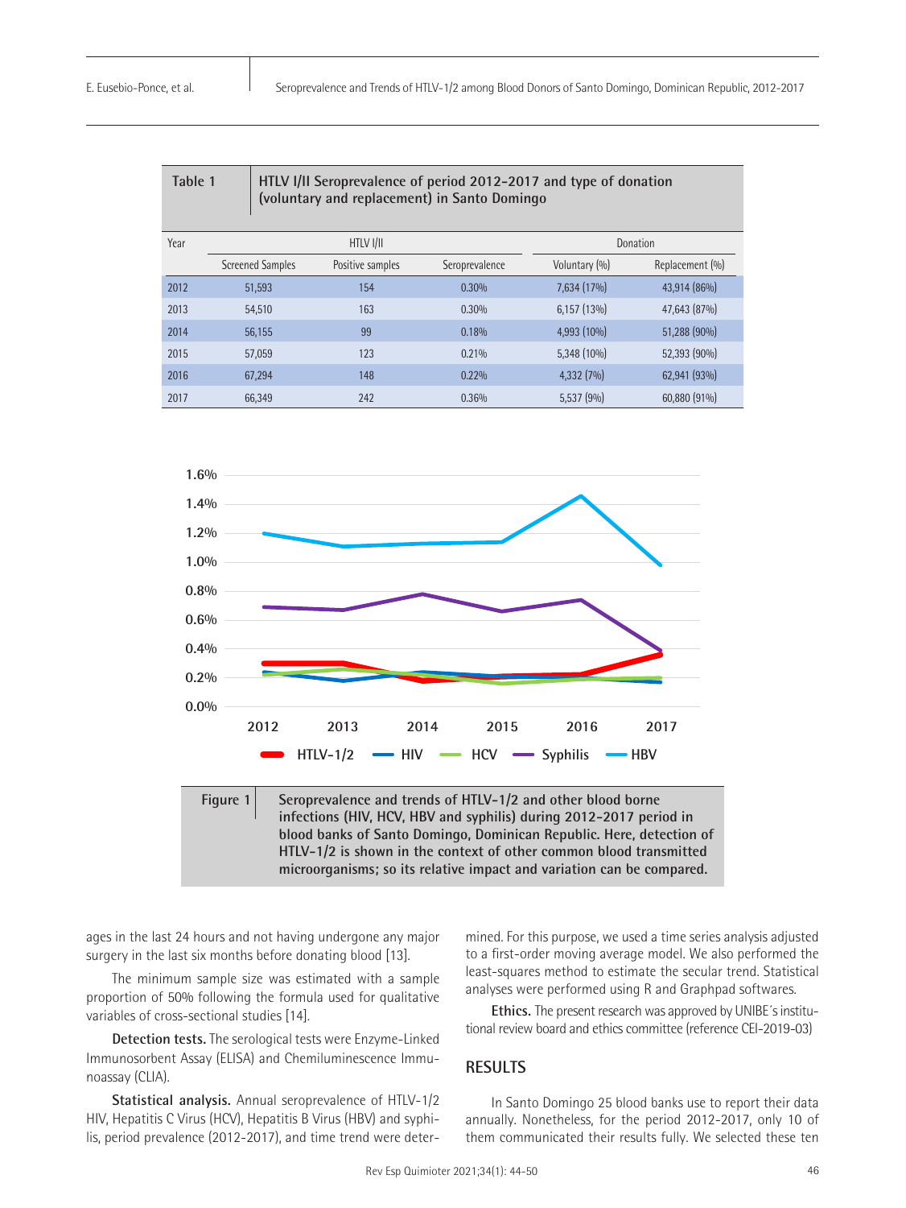| Table 1 | HTLV I/II Seroprevalence of period 2012-2017 and type of donation (voluntary and replacement) in Santo Domingo | | | |
|---|---|---|---|---|---|
| Year | HTLV I/II | | | Donation | |
| | Screened Samples | Positive samples | Seroprevalence | Voluntary (%) | Replacement (%) |
| 2012 | 51,593 | 154 | 0.30% | 7,634 (17%) | 43,914 (86%) |
| 2013 | 54,510 | 163 | 0.30% | 6,157 (13%) | 47,643 (87%) |
| 2014 | 56,155 | 99 | 0.18% | 4,993 (10%) | 51,288 (90%) |
| 2015 | 57,059 | 123 | 0.21% | 5,348 (10%) | 52,393 (90%) |
| 2016 | 67,294 | 148 | 0.22% | 4,332 (7%) | 62,941 (93%) |
| 2017 | 66,349 | 242 | 0.36% | 5,537 (9%) | 60,880 (91%) |

Figure 1 Seroprevalence and trends of HTLV-1/2 and other blood borne infections (HIV, HCV, HBV and syphilis) during 2012-2017 period in blood banks of Santo Domingo, Dominican Republic. Here, detection of HTLV-1/2 is shown in the context of other common blood transmitted microorganisms; so its relative impact and variation can be compared.

ages in the last 24 hours and not having undergone any major surgery in the last six months before donating blood [13].

The minimum sample size was estimated with a sample proportion of 50% following the formula used for qualitative variables of cross-sectional studies [14].

**Detection tests.** The serological tests were Enzyme-Linked Immunosorbent Assay (ELISA) and Chemiluminescence Immunoassay (CLIA).

**Statistical analysis.** Annual seroprevalence of HTLV-1/2 HIV, Hepatitis C Virus (HCV), Hepatitis B Virus (HBV) and syphilis, period prevalence (2012-2017), and time trend were determined. For this purpose, we used a time series analysis adjusted to a first-order moving average model. We also performed the least-squares method to estimate the secular trend. Statistical analyses were performed using R and Graphpad softwares.

**Ethics.** The present research was approved by UNIBE´s institutional review board and ethics committee (reference CEI-2019-03)

## RESULTS

In Santo Domingo 25 blood banks use to report their data annually. Nonetheless, for the period 2012-2017, only 10 of them communicated their results fully. We selected these ten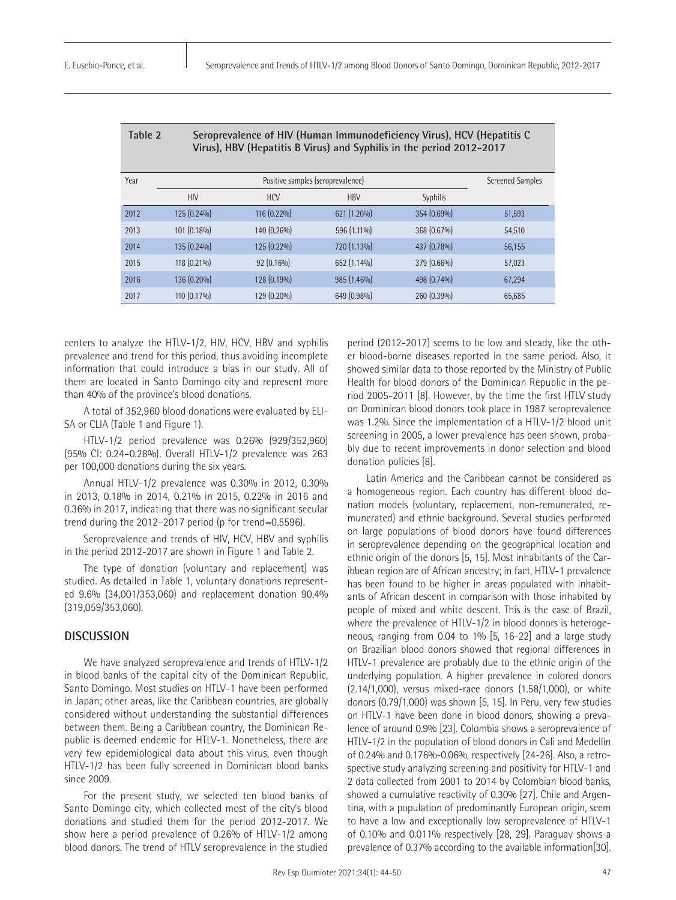**Table 2** Seroprevalence of HIV (Human Immunodeficiency Virus), HCV (Hepatitis C Virus), HBV (Hepatitis B Virus) and Syphilis in the period 2012-2017

| Year | Positive samples (seroprevalence) | | | | Screened Samples |
|---|---|---|---|---|---|
| | HIV | HCV | HBV | Syphilis | |
| 2012 | 125 (0.24%) | 116 (0.22%) | 621 (1.20%) | 354 (0.69%) | 51,593 |
| 2013 | 101 (0.18%) | 140 (0.26%) | 596 (1.11%) | 368 (0.67%) | 54,510 |
| 2014 | 135 (0.24%) | 125 (0.22%) | 720 (1.13%) | 437 (0.78%) | 56,155 |
| 2015 | 118 (0.21%) | 92 (0.16%) | 652 (1.14%) | 379 (0.66%) | 57,023 |
| 2016 | 136 (0.20%) | 128 (0.19%) | 985 (1.46%) | 498 (0.74%) | 67,294 |
| 2017 | 110 (0.17%) | 129 (0.20%) | 649 (0.98%) | 260 (0.39%) | 65,685 |

centers to analyze the HTLV-1/2, HIV, HCV, HBV and syphilis prevalence and trend for this period, thus avoiding incomplete information that could introduce a bias in our study. All of them are located in Santo Domingo city and represent more than 40% of the province's blood donations.

A total of 352,960 blood donations were evaluated by ELISA or CLIA (Table 1 and Figure 1).

HTLV-1/2 period prevalence was 0.26% (929/352,960) (95% CI: 0.24–0.28%). Overall HTLV-1/2 prevalence was 263 per 100,000 donations during the six years.

Annual HTLV-1/2 prevalence was 0.30% in 2012, 0.30% in 2013, 0.18% in 2014, 0.21% in 2015, 0.22% in 2016 and 0.36% in 2017, indicating that there was no significant secular trend during the 2012–2017 period (p for trend=0.5596).

Seroprevalence and trends of HIV, HCV, HBV and syphilis in the period 2012-2017 are shown in Figure 1 and Table 2.

The type of donation (voluntary and replacement) was studied. As detailed in Table 1, voluntary donations represented 9.6% (34,001/353,060) and replacement donation 90.4% (319,059/353,060).

## DISCUSSION

We have analyzed seroprevalence and trends of HTLV-1/2 in blood banks of the capital city of the Dominican Republic, Santo Domingo. Most studies on HTLV-1 have been performed in Japan; other areas, like the Caribbean countries, are globally considered without understanding the substantial differences between them. Being a Caribbean country, the Dominican Republic is deemed endemic for HTLV-1. Nonetheless, there are very few epidemiological data about this virus, even though HTLV-1/2 has been fully screened in Dominican blood banks since 2009.

For the present study, we selected ten blood banks of Santo Domingo city, which collected most of the city's blood donations and studied them for the period 2012-2017. We show here a period prevalence of 0.26% of HTLV-1/2 among blood donors. The trend of HTLV seroprevalence in the studied period (2012-2017) seems to be low and steady, like the other blood-borne diseases reported in the same period. Also, it showed similar data to those reported by the Ministry of Public Health for blood donors of the Dominican Republic in the period 2005-2011 [8]. However, by the time the first HTLV study on Dominican blood donors took place in 1987 seroprevalence was 1.2%. Since the implementation of a HTLV-1/2 blood unit screening in 2005, a lower prevalence has been shown, probably due to recent improvements in donor selection and blood donation policies [8].

Latin America and the Caribbean cannot be considered as a homogeneous region. Each country has different blood donation models (voluntary, replacement, non-remunerated, remunerated) and ethnic background. Several studies performed on large populations of blood donors have found differences in seroprevalence depending on the geographical location and ethnic origin of the donors [5, 15]. Most inhabitants of the Caribbean region are of African ancestry; in fact, HTLV-1 prevalence has been found to be higher in areas populated with inhabitants of African descent in comparison with those inhabited by people of mixed and white descent. This is the case of Brazil, where the prevalence of HTLV-1/2 in blood donors is heterogeneous, ranging from 0.04 to 1% [5, 16-22] and a large study on Brazilian blood donors showed that regional differences in HTLV-1 prevalence are probably due to the ethnic origin of the underlying population. A higher prevalence in colored donors (2.14/1,000), versus mixed-race donors (1.58/1,000), or white donors (0.79/1,000) was shown [5, 15]. In Peru, very few studies on HTLV-1 have been done in blood donors, showing a prevalence of around 0.9% [23]. Colombia shows a seroprevalence of HTLV-1/2 in the population of blood donors in Cali and Medellín of 0.24% and 0.176%-0.06%, respectively [24-26]. Also, a retrospective study analyzing screening and positivity for HTLV-1 and 2 data collected from 2001 to 2014 by Colombian blood banks, showed a cumulative reactivity of 0.30% [27]. Chile and Argentina, with a population of predominantly European origin, seem to have a low and exceptionally low seroprevalence of HTLV-1 of 0.10% and 0.011% respectively [28, 29]. Paraguay shows a prevalence of 0.37% according to the available information[30].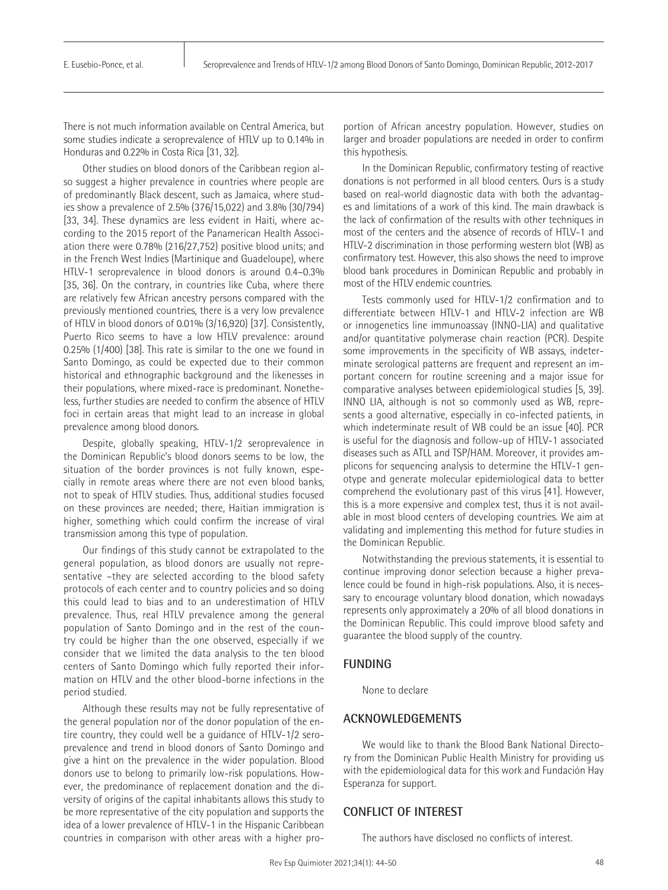There is not much information available on Central America, but some studies indicate a seroprevalence of HTLV up to 0.14% in Honduras and 0.22% in Costa Rica [31, 32].

Other studies on blood donors of the Caribbean region also suggest a higher prevalence in countries where people are of predominantly Black descent, such as Jamaica, where studies show a prevalence of 2.5% (376/15,022) and 3.8% (30/794) [33, 34]. These dynamics are less evident in Haiti, where according to the 2015 report of the Panamerican Health Association there were 0.78% (216/27,752) positive blood units; and in the French West Indies (Martinique and Guadeloupe), where HTLV-1 seroprevalence in blood donors is around 0.4–0.3% [35, 36]. On the contrary, in countries like Cuba, where there are relatively few African ancestry persons compared with the previously mentioned countries, there is a very low prevalence of HTLV in blood donors of 0.01% (3/16,920) [37]. Consistently, Puerto Rico seems to have a low HTLV prevalence: around 0.25% (1/400) [38]. This rate is similar to the one we found in Santo Domingo, as could be expected due to their common historical and ethnographic background and the likenesses in their populations, where mixed-race is predominant. Nonetheless, further studies are needed to confirm the absence of HTLV foci in certain areas that might lead to an increase in global prevalence among blood donors.

Despite, globally speaking, HTLV-1/2 seroprevalence in the Dominican Republic's blood donors seems to be low, the situation of the border provinces is not fully known, especially in remote areas where there are not even blood banks, not to speak of HTLV studies. Thus, additional studies focused on these provinces are needed; there, Haitian immigration is higher, something which could confirm the increase of viral transmission among this type of population.

Our findings of this study cannot be extrapolated to the general population, as blood donors are usually not representative –they are selected according to the blood safety protocols of each center and to country policies and so doing this could lead to bias and to an underestimation of HTLV prevalence. Thus, real HTLV prevalence among the general population of Santo Domingo and in the rest of the country could be higher than the one observed, especially if we consider that we limited the data analysis to the ten blood centers of Santo Domingo which fully reported their information on HTLV and the other blood-borne infections in the period studied.

Although these results may not be fully representative of the general population nor of the donor population of the entire country, they could well be a guidance of HTLV-1/2 seroprevalence and trend in blood donors of Santo Domingo and give a hint on the prevalence in the wider population. Blood donors use to belong to primarily low-risk populations. However, the predominance of replacement donation and the diversity of origins of the capital inhabitants allows this study to be more representative of the city population and supports the idea of a lower prevalence of HTLV-1 in the Hispanic Caribbean countries in comparison with other areas with a higher proportion of African ancestry population. However, studies on larger and broader populations are needed in order to confirm this hypothesis.

In the Dominican Republic, confirmatory testing of reactive donations is not performed in all blood centers. Ours is a study based on real-world diagnostic data with both the advantages and limitations of a work of this kind. The main drawback is the lack of confirmation of the results with other techniques in most of the centers and the absence of records of HTLV-1 and HTLV-2 discrimination in those performing western blot (WB) as confirmatory test. However, this also shows the need to improve blood bank procedures in Dominican Republic and probably in most of the HTLV endemic countries.

Tests commonly used for HTLV-1/2 confirmation and to differentiate between HTLV-1 and HTLV-2 infection are WB or innogenetics line immunoassay (INNO-LIA) and qualitative and/or quantitative polymerase chain reaction (PCR). Despite some improvements in the specificity of WB assays, indeterminate serological patterns are frequent and represent an important concern for routine screening and a major issue for comparative analyses between epidemiological studies [5, 39]. INNO LIA, although is not so commonly used as WB, represents a good alternative, especially in co-infected patients, in which indeterminate result of WB could be an issue [40]. PCR is useful for the diagnosis and follow-up of HTLV-1 associated diseases such as ATLL and TSP/HAM. Moreover, it provides amplicons for sequencing analysis to determine the HTLV-1 genotype and generate molecular epidemiological data to better comprehend the evolutionary past of this virus [41]. However, this is a more expensive and complex test, thus it is not available in most blood centers of developing countries. We aim at validating and implementing this method for future studies in the Dominican Republic.

Notwithstanding the previous statements, it is essential to continue improving donor selection because a higher prevalence could be found in high-risk populations. Also, it is necessary to encourage voluntary blood donation, which nowadays represents only approximately a 20% of all blood donations in the Dominican Republic. This could improve blood safety and guarantee the blood supply of the country.

## FUNDING

None to declare

## ACKNOWLEDGEMENTS

We would like to thank the Blood Bank National Directory from the Dominican Public Health Ministry for providing us with the epidemiological data for this work and Fundación Hay Esperanza for support.

## CONFLICT OF INTEREST

The authors have disclosed no conflicts of interest.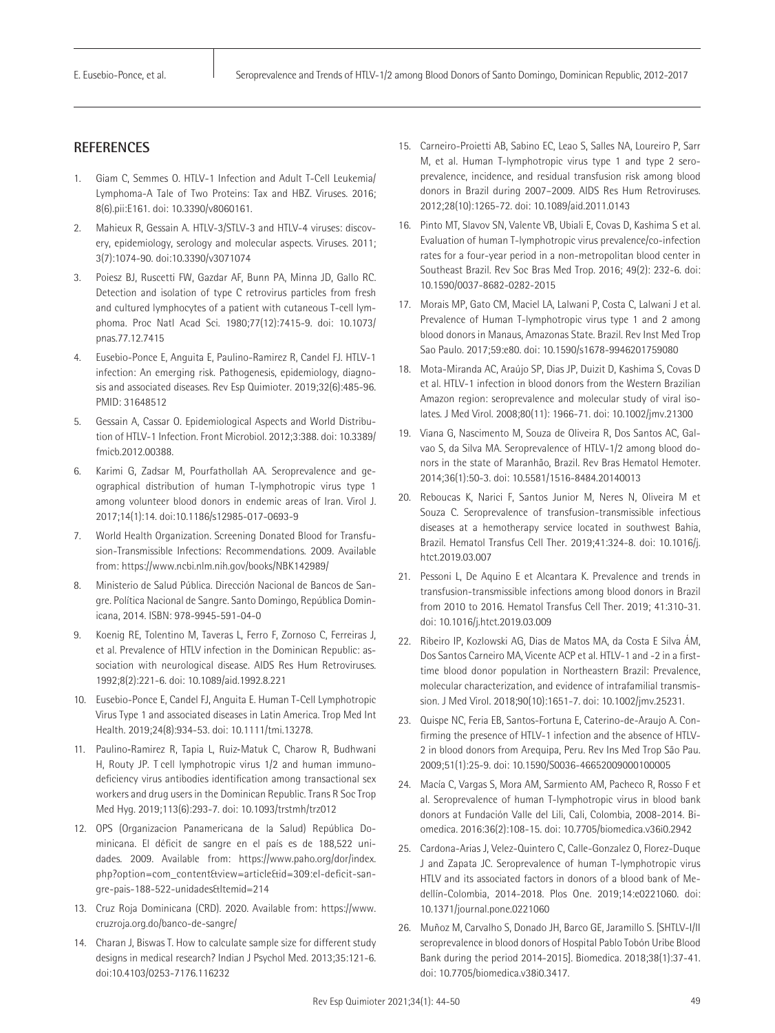## REFERENCES

1. Giam C, Semmes O. HTLV-1 Infection and Adult T-Cell Leukemia/ Lymphoma-A Tale of Two Proteins: Tax and HBZ. Viruses. 2016; 8(6).pii:E161. doi: 10.3390/v8060161.
2. Mahieux R, Gessain A. HTLV-3/STLV-3 and HTLV-4 viruses: discovery, epidemiology, serology and molecular aspects. Viruses. 2011; 3(7):1074-90. doi:10.3390/v3071074
3. Poiesz BJ, Ruscetti FW, Gazdar AF, Bunn PA, Minna JD, Gallo RC. Detection and isolation of type C retrovirus particles from fresh and cultured lymphocytes of a patient with cutaneous T-cell lymphoma. Proc Natl Acad Sci. 1980;77(12):7415-9. doi: 10.1073/ pnas.77.12.7415
4. Eusebio-Ponce E, Anguita E, Paulino-Ramirez R, Candel FJ. HTLV-1 infection: An emerging risk. Pathogenesis, epidemiology, diagnosis and associated diseases. Rev Esp Quimioter. 2019;32(6):485-96. PMID: 31648512
5. Gessain A, Cassar O. Epidemiological Aspects and World Distribution of HTLV-1 Infection. Front Microbiol. 2012;3:388. doi: 10.3389/ fmicb.2012.00388.
6. Karimi G, Zadsar M, Pourfathollah AA. Seroprevalence and geographical distribution of human T-lymphotropic virus type 1 among volunteer blood donors in endemic areas of Iran. Virol J. 2017;14(1):14. doi:10.1186/s12985-017-0693-9
7. World Health Organization. Screening Donated Blood for Transfusion-Transmissible Infections: Recommendations. 2009. Available from: https://www.ncbi.nlm.nih.gov/books/NBK142989/
8. Ministerio de Salud Pública. Dirección Nacional de Bancos de Sangre. Política Nacional de Sangre. Santo Domingo, República Dominicana, 2014. ISBN: 978-9945-591-04-0
9. Koenig RE, Tolentino M, Taveras L, Ferro F, Zornoso C, Ferreiras J, et al. Prevalence of HTLV infection in the Dominican Republic: association with neurological disease. AIDS Res Hum Retroviruses. 1992;8(2):221-6. doi: 10.1089/aid.1992.8.221
10. Eusebio-Ponce E, Candel FJ, Anguita E. Human T-Cell Lymphotropic Virus Type 1 and associated diseases in Latin America. Trop Med Int Health. 2019;24(8):934-53. doi: 10.1111/tmi.13278.
11. Paulino-Ramirez R, Tapia L, Ruiz-Matuk C, Charow R, Budhwani H, Routy JP. T cell lymphotropic virus 1/2 and human immunodeficiency virus antibodies identification among transactional sex workers and drug users in the Dominican Republic. Trans R Soc Trop Med Hyg. 2019;113(6):293-7. doi: 10.1093/trstmh/trz012
12. OPS (Organizacion Panamericana de la Salud) República Dominicana. El déficit de sangre en el país es de 188,522 unidades. 2009. Available from: https://www.paho.org/dor/index.php?option=com_content&view=article&id=309:el-deficit-sangre-pais-188-522-unidades&Itemid=214
13. Cruz Roja Dominicana (CRD). 2020. Available from: https://www.cruzroja.org.do/banco-de-sangre/
14. Charan J, Biswas T. How to calculate sample size for different study designs in medical research? Indian J Psychol Med. 2013;35:121-6. doi:10.4103/0253-7176.116232
15. Carneiro-Proietti AB, Sabino EC, Leao S, Salles NA, Loureiro P, Sarr M, et al. Human T-lymphotropic virus type 1 and type 2 seroprevalence, incidence, and residual transfusion risk among blood donors in Brazil during 2007–2009. AIDS Res Hum Retroviruses. 2012;28(10):1265-72. doi: 10.1089/aid.2011.0143
16. Pinto MT, Slavov SN, Valente VB, Ubiali E, Covas D, Kashima S et al. Evaluation of human T-lymphotropic virus prevalence/co-infection rates for a four-year period in a non-metropolitan blood center in Southeast Brazil. Rev Soc Bras Med Trop. 2016; 49(2): 232-6. doi: 10.1590/0037-8682-0282-2015
17. Morais MP, Gato CM, Maciel LA, Lalwani P, Costa C, Lalwani J et al. Prevalence of Human T-lymphotropic virus type 1 and 2 among blood donors in Manaus, Amazonas State. Brazil. Rev Inst Med Trop Sao Paulo. 2017;59:e80. doi: 10.1590/s1678-9946201759080
18. Mota-Miranda AC, Araújo SP, Dias JP, Duizit D, Kashima S, Covas D et al. HTLV-1 infection in blood donors from the Western Brazilian Amazon region: seroprevalence and molecular study of viral isolates. J Med Virol. 2008;80(11): 1966-71. doi: 10.1002/jmv.21300
19. Viana G, Nascimento M, Souza de Oliveira R, Dos Santos AC, Galvao S, da Silva MA. Seroprevalence of HTLV-1/2 among blood donors in the state of Maranhão, Brazil. Rev Bras Hematol Hemoter. 2014;36(1):50-3. doi: 10.5581/1516-8484.20140013
20. Reboucas K, Narici F, Santos Junior M, Neres N, Oliveira M et Souza C. Seroprevalence of transfusion-transmissible infectious diseases at a hemotherapy service located in southwest Bahia, Brazil. Hematol Transfus Cell Ther. 2019;41:324-8. doi: 10.1016/j.htct.2019.03.007
21. Pessoni L, De Aquino E et Alcantara K. Prevalence and trends in transfusion-transmissible infections among blood donors in Brazil from 2010 to 2016. Hematol Transfus Cell Ther. 2019; 41:310-31. doi: 10.1016/j.htct.2019.03.009
22. Ribeiro IP, Kozlowski AG, Dias de Matos MA, da Costa E Silva ÁM, Dos Santos Carneiro MA, Vicente ACP et al. HTLV-1 and -2 in a first-time blood donor population in Northeastern Brazil: Prevalence, molecular characterization, and evidence of intrafamilial transmission. J Med Virol. 2018;90(10):1651-7. doi: 10.1002/jmv.25231.
23. Quispe NC, Feria EB, Santos-Fortuna E, Caterino-de-Araujo A. Confirming the presence of HTLV-1 infection and the absence of HTLV-2 in blood donors from Arequipa, Peru. Rev Ins Med Trop São Pau. 2009;51(1):25-9. doi: 10.1590/S0036-46652009000100005
24. Macía C, Vargas S, Mora AM, Sarmiento AM, Pacheco R, Rosso F et al. Seroprevalence of human T-lymphotropic virus in blood bank donors at Fundación Valle del Lili, Cali, Colombia, 2008-2014. Biomedica. 2016:36(2):108-15. doi: 10.7705/biomedica.v36i0.2942
25. Cardona-Arias J, Velez-Quintero C, Calle-Gonzalez O, Florez-Duque J and Zapata JC. Seroprevalence of human T-lymphotropic virus HTLV and its associated factors in donors of a blood bank of Medellín-Colombia, 2014-2018. Plos One. 2019;14:e0221060. doi: 10.1371/journal.pone.0221060
26. Muñoz M, Carvalho S, Donado JH, Barco GE, Jaramillo S. [SHTLV-I/II seroprevalence in blood donors of Hospital Pablo Tobón Uribe Blood Bank during the period 2014-2015]. Biomedica. 2018;38(1):37-41. doi: 10.7705/biomedica.v38i0.3417.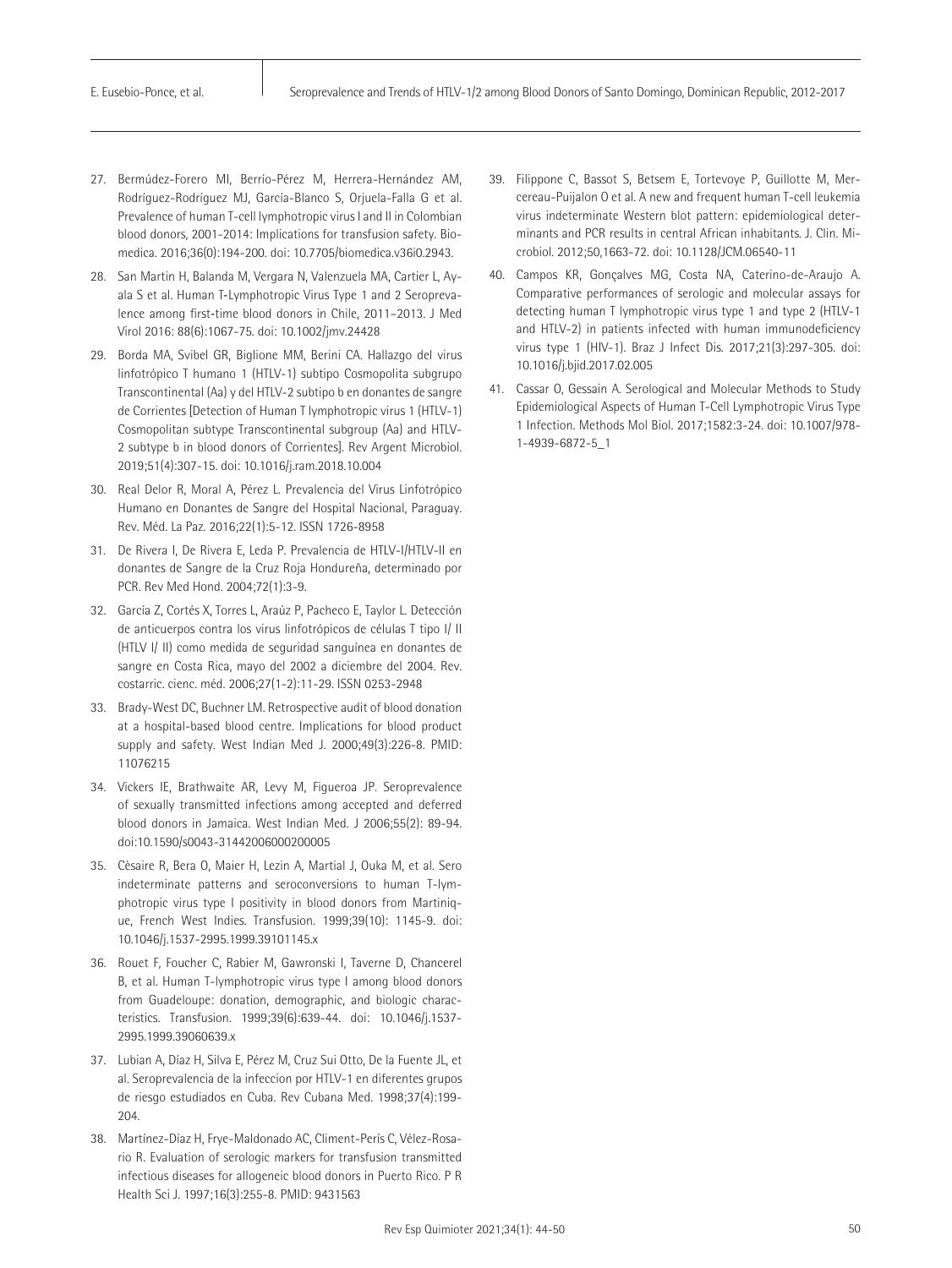27. Bermúdez-Forero MI, Berrío-Pérez M, Herrera-Hernández AM, Rodríguez-Rodríguez MJ, García-Blanco S, Orjuela-Falla G et al. Prevalence of human T-cell lymphotropic virus I and II in Colombian blood donors, 2001-2014: Implications for transfusion safety. Biomedica. 2016;36(0):194-200. doi: 10.7705/biomedica.v36i0.2943.

28. San Martin H, Balanda M, Vergara N, Valenzuela MA, Cartier L, Ayala S et al. Human T-Lymphotropic Virus Type 1 and 2 Seroprevalence among first-time blood donors in Chile, 2011–2013. J Med Virol 2016: 88(6):1067-75. doi: 10.1002/jmv.24428

29. Borda MA, Svibel GR, Biglione MM, Berini CA. Hallazgo del virus linfotrópico T humano 1 (HTLV-1) subtipo Cosmopolita subgrupo Transcontinental (Aa) y del HTLV-2 subtipo b en donantes de sangre de Corrientes [Detection of Human T lymphotropic virus 1 (HTLV-1) Cosmopolitan subtype Transcontinental subgroup (Aa) and HTLV-2 subtype b in blood donors of Corrientes]. Rev Argent Microbiol. 2019;51(4):307-15. doi: 10.1016/j.ram.2018.10.004

30. Real Delor R, Moral A, Pérez L. Prevalencia del Virus Linfotrópico Humano en Donantes de Sangre del Hospital Nacional, Paraguay. Rev. Méd. La Paz. 2016;22(1):5-12. ISSN 1726-8958

31. De Rivera I, De Rivera E, Leda P. Prevalencia de HTLV-I/HTLV-II en donantes de Sangre de la Cruz Roja Hondureña, determinado por PCR. Rev Med Hond. 2004;72(1):3-9.

32. García Z, Cortés X, Torres L, Araúz P, Pacheco E, Taylor L. Detección de anticuerpos contra los virus linfotrópicos de células T tipo I/ II (HTLV I/ II) como medida de seguridad sanguínea en donantes de sangre en Costa Rica, mayo del 2002 a diciembre del 2004. Rev. costarric. cienc. méd. 2006;27(1-2):11-29. ISSN 0253-2948

33. Brady-West DC, Buchner LM. Retrospective audit of blood donation at a hospital-based blood centre. Implications for blood product supply and safety. West Indian Med J. 2000;49(3):226-8. PMID: 11076215

34. Vickers IE, Brathwaite AR, Levy M, Figueroa JP. Seroprevalence of sexually transmitted infections among accepted and deferred blood donors in Jamaica. West Indian Med. J 2006;55(2): 89-94. doi:10.1590/s0043-31442006000200005

35. Cèsaire R, Bera O, Maier H, Lezin A, Martial J, Ouka M, et al. Sero indeterminate patterns and seroconversions to human T-lymphotropic virus type I positivity in blood donors from Martinique, French West Indies. Transfusion. 1999;39(10): 1145-9. doi: 10.1046/j.1537-2995.1999.39101145.x

36. Rouet F, Foucher C, Rabier M, Gawronski I, Taverne D, Chancerel B, et al. Human T-lymphotropic virus type I among blood donors from Guadeloupe: donation, demographic, and biologic characteristics. Transfusion. 1999;39(6):639-44. doi: 10.1046/j.1537-2995.1999.39060639.x

37. Lubian A, Díaz H, Silva E, Pérez M, Cruz Sui Otto, De la Fuente JL, et al. Seroprevalencia de la infeccion por HTLV-1 en diferentes grupos de riesgo estudiados en Cuba. Rev Cubana Med. 1998;37(4):199-204.

38. Martínez-Díaz H, Frye-Maldonado AC, Climent-Perís C, Vélez-Rosario R. Evaluation of serologic markers for transfusion transmitted infectious diseases for allogeneic blood donors in Puerto Rico. P R Health Sci J. 1997;16(3):255-8. PMID: 9431563

39. Filippone C, Bassot S, Betsem E, Tortevoye P, Guillotte M, Mercereau-Puijalon O et al. A new and frequent human T-cell leukemia virus indeterminate Western blot pattern: epidemiological determinants and PCR results in central African inhabitants. J. Clin. Microbiol. 2012;50,1663-72. doi: 10.1128/JCM.06540-11

40. Campos KR, Gonçalves MG, Costa NA, Caterino-de-Araujo A. Comparative performances of serologic and molecular assays for detecting human T lymphotropic virus type 1 and type 2 (HTLV-1 and HTLV-2) in patients infected with human immunodeficiency virus type 1 (HIV-1). Braz J Infect Dis. 2017;21(3):297-305. doi: 10.1016/j.bjid.2017.02.005

41. Cassar O, Gessain A. Serological and Molecular Methods to Study Epidemiological Aspects of Human T-Cell Lymphotropic Virus Type 1 Infection. Methods Mol Biol. 2017;1582:3-24. doi: 10.1007/978-1-4939-6872-5_1